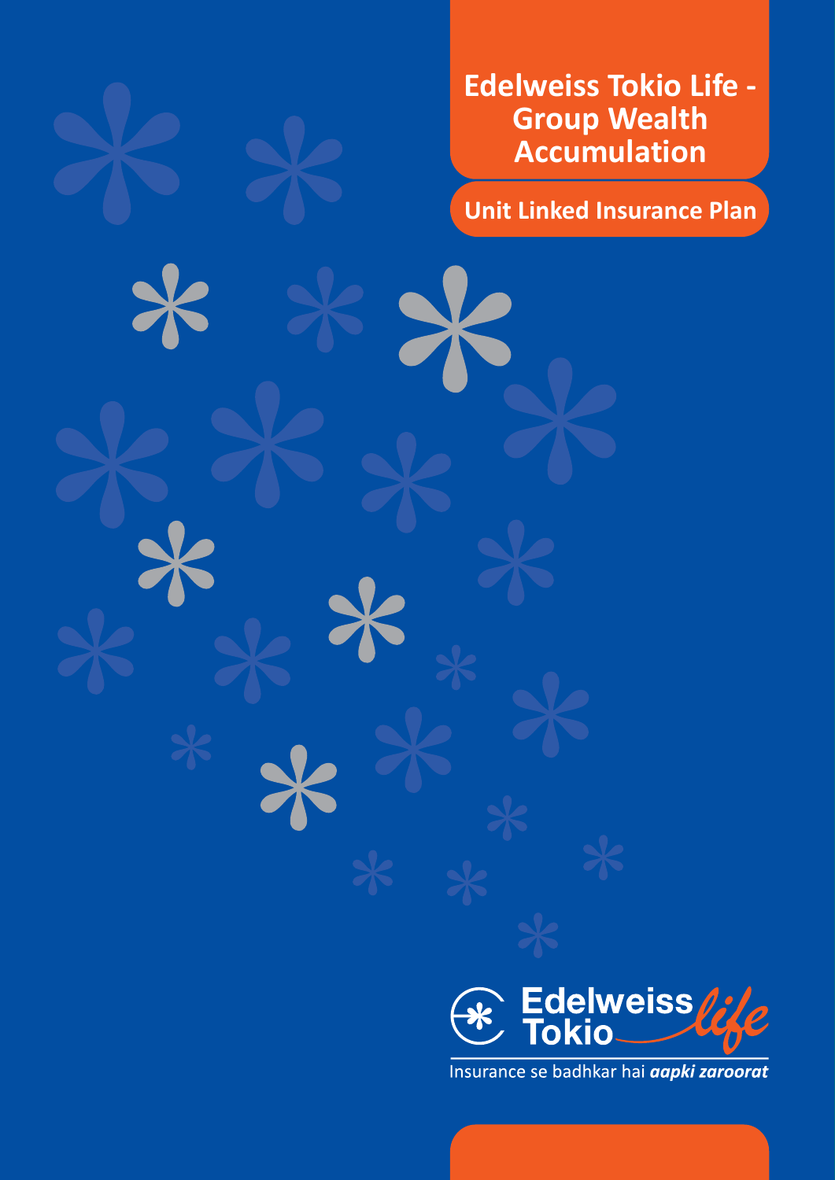# Edelweiss Tokio Life - Group Wealth Accumulation

## Unit Linked Insurance Plan

Edelweiss Tokio life

Insurance se badhkar hai ***aapki zaroorat***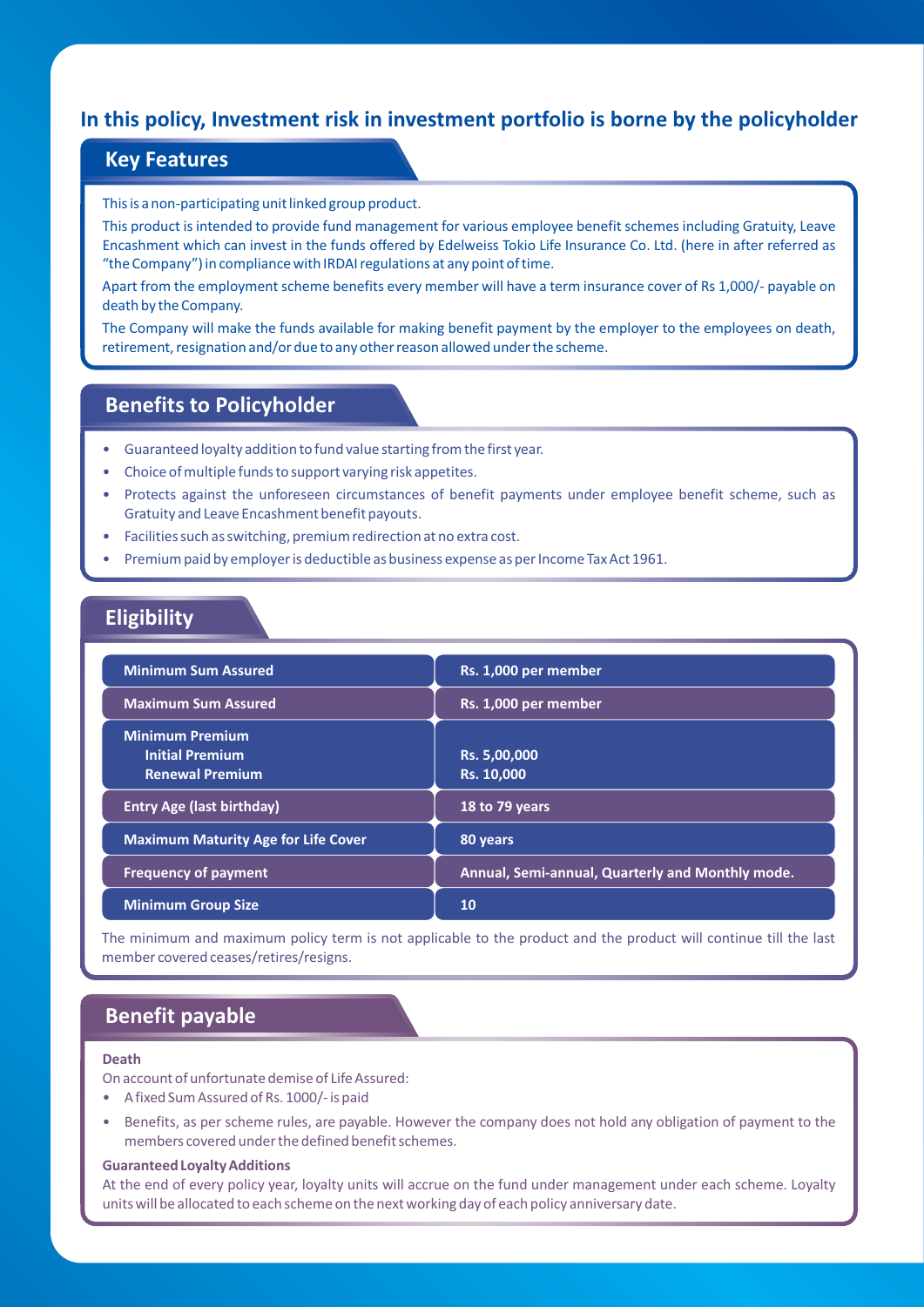**In this policy, Investment risk in investment portfolio is borne by the policyholder**

## Key Features

This is a non-participating unit linked group product.

This product is intended to provide fund management for various employee benefit schemes including Gratuity, Leave Encashment which can invest in the funds offered by Edelweiss Tokio Life Insurance Co. Ltd. (here in after referred as "the Company") in compliance with IRDAI regulations at any point of time.

Apart from the employment scheme benefits every member will have a term insurance cover of Rs 1,000/- payable on death by the Company.

The Company will make the funds available for making benefit payment by the employer to the employees on death, retirement, resignation and/or due to any other reason allowed under the scheme.

## Benefits to Policyholder

- Guaranteed loyalty addition to fund value starting from the first year.
- Choice of multiple funds to support varying risk appetites.
- Protects against the unforeseen circumstances of benefit payments under employee benefit scheme, such as Gratuity and Leave Encashment benefit payouts.
- Facilities such as switching, premium redirection at no extra cost.
- Premium paid by employer is deductible as business expense as per Income Tax Act 1961.

## Eligibility

| | |
|---|---|
| **Minimum Sum Assured** | **Rs. 1,000 per member** |
| **Maximum Sum Assured** | **Rs. 1,000 per member** |
| **Minimum Premium** | |
| **Initial Premium** | **Rs. 5,00,000** |
| **Renewal Premium** | **Rs. 10,000** |
| **Entry Age (last birthday)** | **18 to 79 years** |
| **Maximum Maturity Age for Life Cover** | **80 years** |
| **Frequency of payment** | **Annual, Semi-annual, Quarterly and Monthly mode.** |
| **Minimum Group Size** | **10** |

The minimum and maximum policy term is not applicable to the product and the product will continue till the last member covered ceases/retires/resigns.

## Benefit payable

**Death**

On account of unfortunate demise of Life Assured:

- A fixed Sum Assured of Rs. 1000/- is paid
- Benefits, as per scheme rules, are payable. However the company does not hold any obligation of payment to the members covered under the defined benefit schemes.

**Guaranteed Loyalty Additions**

At the end of every policy year, loyalty units will accrue on the fund under management under each scheme. Loyalty units will be allocated to each scheme on the next working day of each policy anniversary date.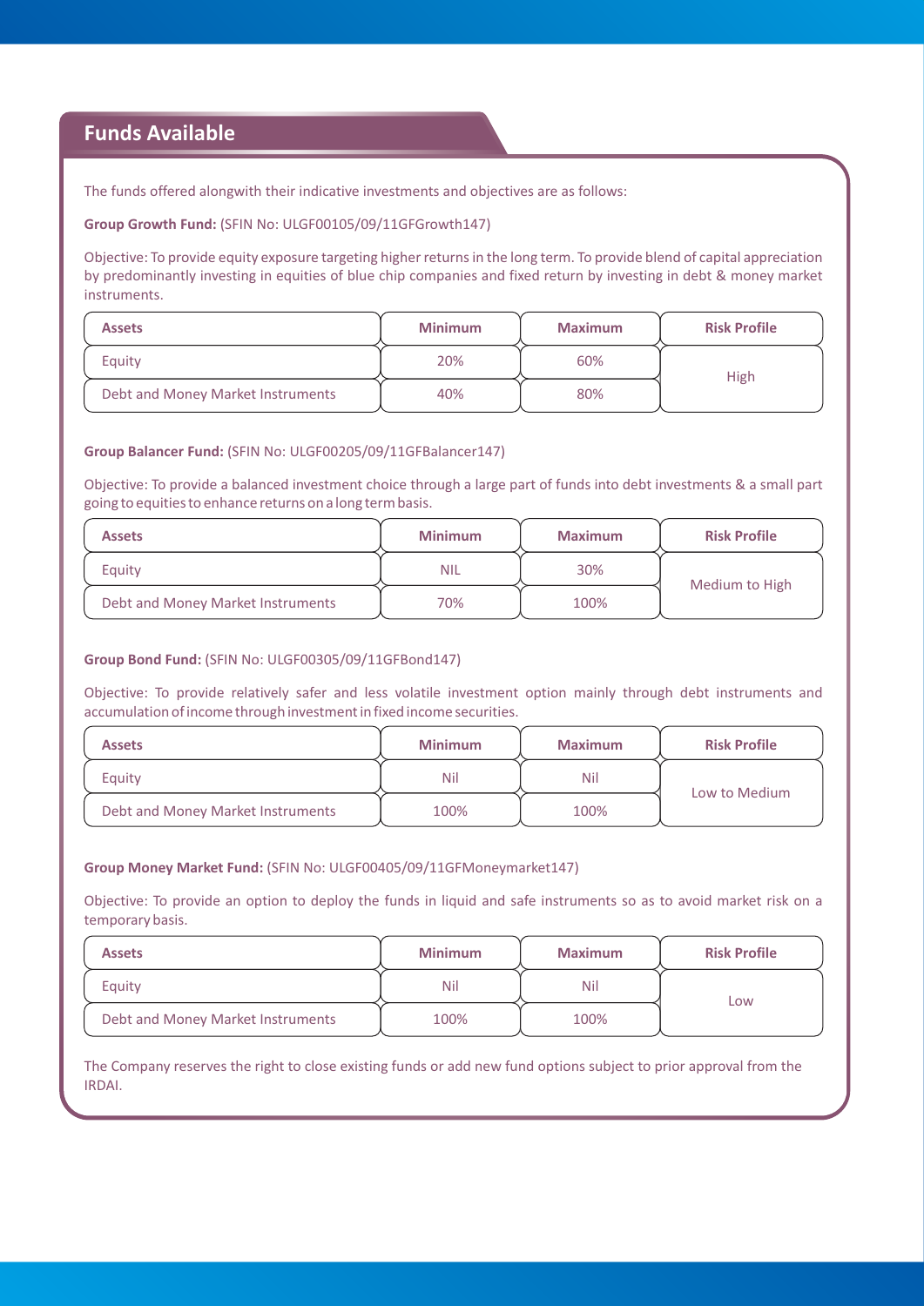## Funds Available

The funds offered alongwith their indicative investments and objectives are as follows:

**Group Growth Fund:** (SFIN No: ULGF00105/09/11GFGrowth147)

Objective: To provide equity exposure targeting higher returns in the long term. To provide blend of capital appreciation by predominantly investing in equities of blue chip companies and fixed return by investing in debt & money market instruments.

| Assets | Minimum | Maximum | Risk Profile |
|---|---|---|---|
| Equity | 20% | 60% | High |
| Debt and Money Market Instruments | 40% | 80% | |

**Group Balancer Fund:** (SFIN No: ULGF00205/09/11GFBalancer147)

Objective: To provide a balanced investment choice through a large part of funds into debt investments & a small part going to equities to enhance returns on a long term basis.

| Assets | Minimum | Maximum | Risk Profile |
|---|---|---|---|
| Equity | NIL | 30% | Medium to High |
| Debt and Money Market Instruments | 70% | 100% | |

**Group Bond Fund:** (SFIN No: ULGF00305/09/11GFBond147)

Objective: To provide relatively safer and less volatile investment option mainly through debt instruments and accumulation of income through investment in fixed income securities.

| Assets | Minimum | Maximum | Risk Profile |
|---|---|---|---|
| Equity | Nil | Nil | Low to Medium |
| Debt and Money Market Instruments | 100% | 100% | |

**Group Money Market Fund:** (SFIN No: ULGF00405/09/11GFMoneymarket147)

Objective: To provide an option to deploy the funds in liquid and safe instruments so as to avoid market risk on a temporary basis.

| Assets | Minimum | Maximum | Risk Profile |
|---|---|---|---|
| Equity | Nil | Nil | Low |
| Debt and Money Market Instruments | 100% | 100% | |

The Company reserves the right to close existing funds or add new fund options subject to prior approval from the IRDAI.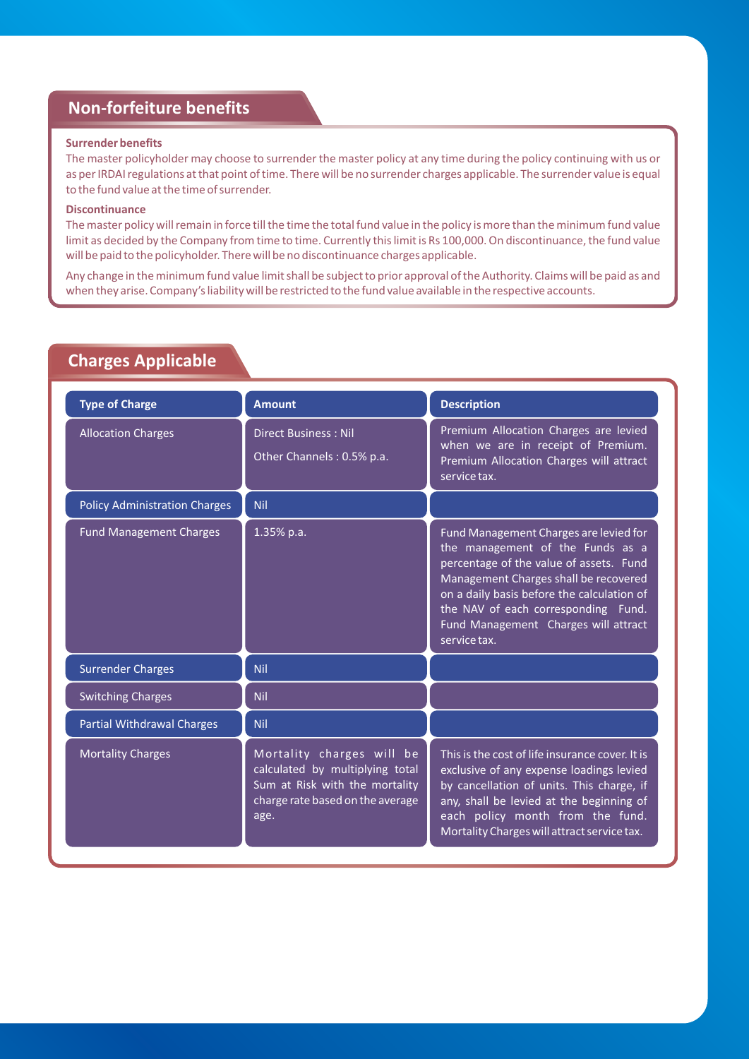## Non-forfeiture benefits

**Surrender benefits**

The master policyholder may choose to surrender the master policy at any time during the policy continuing with us or as per IRDAI regulations at that point of time. There will be no surrender charges applicable. The surrender value is equal to the fund value at the time of surrender.

**Discontinuance**

The master policy will remain in force till the time the total fund value in the policy is more than the minimum fund value limit as decided by the Company from time to time. Currently this limit is Rs 100,000. On discontinuance, the fund value will be paid to the policyholder. There will be no discontinuance charges applicable.

Any change in the minimum fund value limit shall be subject to prior approval of the Authority. Claims will be paid as and when they arise. Company's liability will be restricted to the fund value available in the respective accounts.

## Charges Applicable

| Type of Charge | Amount | Description |
| --- | --- | --- |
| Allocation Charges | Direct Business : Nil<br><br>Other Channels : 0.5% p.a. | Premium Allocation Charges are levied when we are in receipt of Premium. Premium Allocation Charges will attract service tax. |
| Policy Administration Charges | Nil | |
| Fund Management Charges | 1.35% p.a. | Fund Management Charges are levied for the management of the Funds as a percentage of the value of assets. Fund Management Charges shall be recovered on a daily basis before the calculation of the NAV of each corresponding Fund. Fund Management Charges will attract service tax. |
| Surrender Charges | Nil | |
| Switching Charges | Nil | |
| Partial Withdrawal Charges | Nil | |
| Mortality Charges | Mortality charges will be calculated by multiplying total Sum at Risk with the mortality charge rate based on the average age. | This is the cost of life insurance cover. It is exclusive of any expense loadings levied by cancellation of units. This charge, if any, shall be levied at the beginning of each policy month from the fund. Mortality Charges will attract service tax. |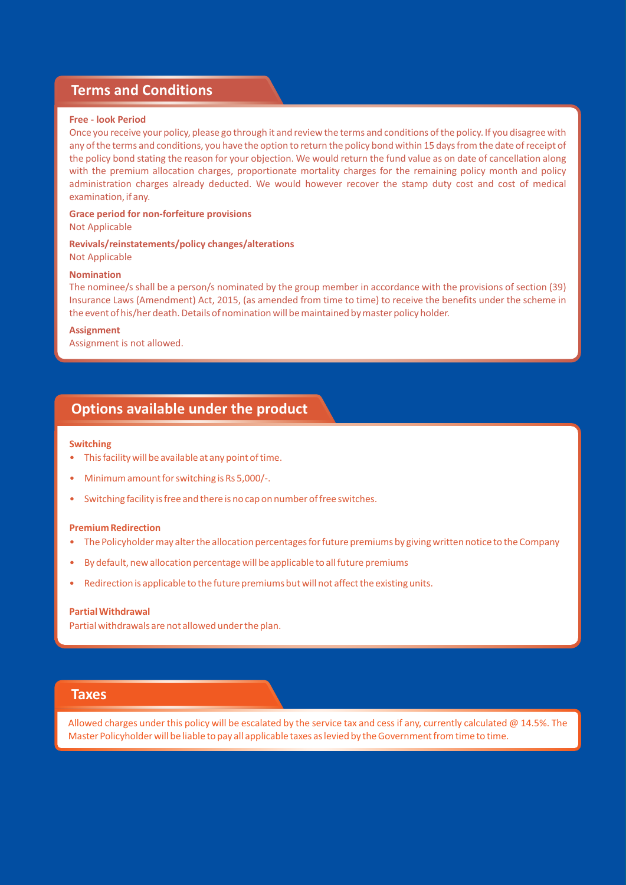## Terms and Conditions

**Free - look Period**

Once you receive your policy, please go through it and review the terms and conditions of the policy. If you disagree with any of the terms and conditions, you have the option to return the policy bond within 15 days from the date of receipt of the policy bond stating the reason for your objection. We would return the fund value as on date of cancellation along with the premium allocation charges, proportionate mortality charges for the remaining policy month and policy administration charges already deducted. We would however recover the stamp duty cost and cost of medical examination, if any.

**Grace period for non-forfeiture provisions**

Not Applicable

**Revivals/reinstatements/policy changes/alterations**

Not Applicable

**Nomination**

The nominee/s shall be a person/s nominated by the group member in accordance with the provisions of section (39) Insurance Laws (Amendment) Act, 2015, (as amended from time to time) to receive the benefits under the scheme in the event of his/her death. Details of nomination will be maintained by master policy holder.

**Assignment**

Assignment is not allowed.

## Options available under the product

**Switching**

- This facility will be available at any point of time.
- Minimum amount for switching is Rs 5,000/-.
- Switching facility is free and there is no cap on number of free switches.

**Premium Redirection**

- The Policyholder may alter the allocation percentages for future premiums by giving written notice to the Company
- By default, new allocation percentage will be applicable to all future premiums
- Redirection is applicable to the future premiums but will not affect the existing units.

**Partial Withdrawal**

Partial withdrawals are not allowed under the plan.

## Taxes

Allowed charges under this policy will be escalated by the service tax and cess if any, currently calculated @ 14.5%. The Master Policyholder will be liable to pay all applicable taxes as levied by the Government from time to time.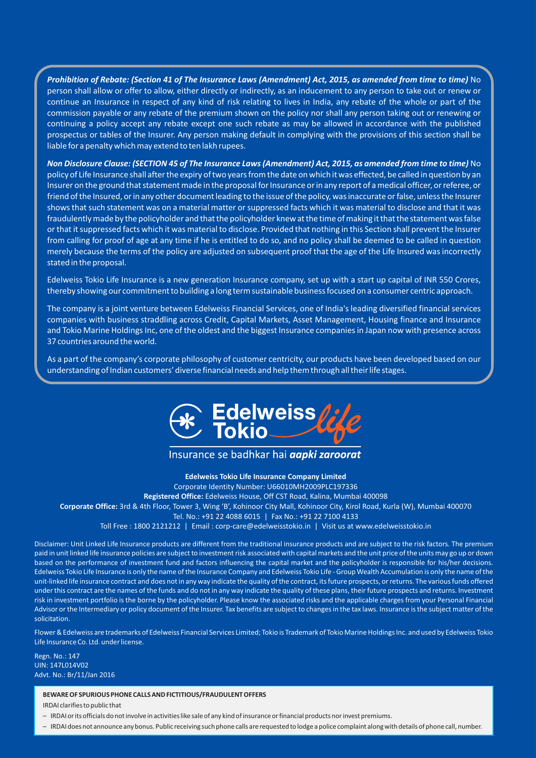***Prohibition of Rebate: (Section 41 of The Insurance Laws (Amendment) Act, 2015, as amended from time to time)*** No person shall allow or offer to allow, either directly or indirectly, as an inducement to any person to take out or renew or continue an Insurance in respect of any kind of risk relating to lives in India, any rebate of the whole or part of the commission payable or any rebate of the premium shown on the policy nor shall any person taking out or renewing or continuing a policy accept any rebate except one such rebate as may be allowed in accordance with the published prospectus or tables of the Insurer. Any person making default in complying with the provisions of this section shall be liable for a penalty which may extend to ten lakh rupees.

***Non Disclosure Clause: (SECTION 45 of The Insurance Laws (Amendment) Act, 2015, as amended from time to time)*** No policy of Life Insurance shall after the expiry of two years from the date on which it was effected, be called in question by an Insurer on the ground that statement made in the proposal for Insurance or in any report of a medical officer, or referee, or friend of the Insured, or in any other document leading to the issue of the policy, was inaccurate or false, unless the Insurer shows that such statement was on a material matter or suppressed facts which it was material to disclose and that it was fraudulently made by the policyholder and that the policyholder knew at the time of making it that the statement was false or that it suppressed facts which it was material to disclose. Provided that nothing in this Section shall prevent the Insurer from calling for proof of age at any time if he is entitled to do so, and no policy shall be deemed to be called in question merely because the terms of the policy are adjusted on subsequent proof that the age of the Life Insured was incorrectly stated in the proposal.

Edelweiss Tokio Life Insurance is a new generation Insurance company, set up with a start up capital of INR 550 Crores, thereby showing our commitment to building a long term sustainable business focused on a consumer centric approach.

The company is a joint venture between Edelweiss Financial Services, one of India's leading diversified financial services companies with business straddling across Credit, Capital Markets, Asset Management, Housing finance and Insurance and Tokio Marine Holdings Inc, one of the oldest and the biggest Insurance companies in Japan now with presence across 37 countries around the world.

As a part of the company's corporate philosophy of customer centricity, our products have been developed based on our understanding of Indian customers' diverse financial needs and help them through all their life stages.

Edelweiss Tokio life

Insurance se badhkar hai ***aapki zaroorat***

**Edelweiss Tokio Life Insurance Company Limited**
Corporate Identity Number: U66010MH2009PLC197336
**Registered Office:** Edelweiss House, Off CST Road, Kalina, Mumbai 400098
**Corporate Office:** 3rd & 4th Floor, Tower 3, Wing 'B', Kohinoor City Mall, Kohinoor City, Kirol Road, Kurla (W), Mumbai 400070
Tel. No.: +91 22 4088 6015 | Fax No.: +91 22 7100 4133
Toll Free : 1800 2121212 | Email : corp-care@edelweisstokio.in | Visit us at www.edelweisstokio.in

Disclaimer: Unit Linked Life Insurance products are different from the traditional insurance products and are subject to the risk factors. The premium paid in unit linked life insurance policies are subject to investment risk associated with capital markets and the unit price of the units may go up or down based on the performance of investment fund and factors influencing the capital market and the policyholder is responsible for his/her decisions. Edelweiss Tokio Life Insurance is only the name of the Insurance Company and Edelweiss Tokio Life - Group Wealth Accumulation is only the name of the unit-linked life insurance contract and does not in any way indicate the quality of the contract, its future prospects, or returns. The various funds offered under this contract are the names of the funds and do not in any way indicate the quality of these plans, their future prospects and returns. Investment risk in investment portfolio is the borne by the policyholder. Please know the associated risks and the applicable charges from your Personal Financial Advisor or the Intermediary or policy document of the Insurer. Tax benefits are subject to changes in the tax laws. Insurance is the subject matter of the solicitation.

Flower & Edelweiss are trademarks of Edelweiss Financial Services Limited; Tokio is Trademark of Tokio Marine Holdings Inc. and used by Edelweiss Tokio Life Insurance Co. Ltd. under license.

Regn. No.: 147
UIN: 147L014V02
Advt. No.: Br/11/Jan 2016

**BEWARE OF SPURIOUS PHONE CALLS AND FICTITIOUS/FRAUDULENT OFFERS**

IRDAI clarifies to public that

- IRDAI or its officials do not involve in activities like sale of any kind of insurance or financial products nor invest premiums.
- IRDAI does not announce any bonus. Public receiving such phone calls are requested to lodge a police complaint along with details of phone call, number.